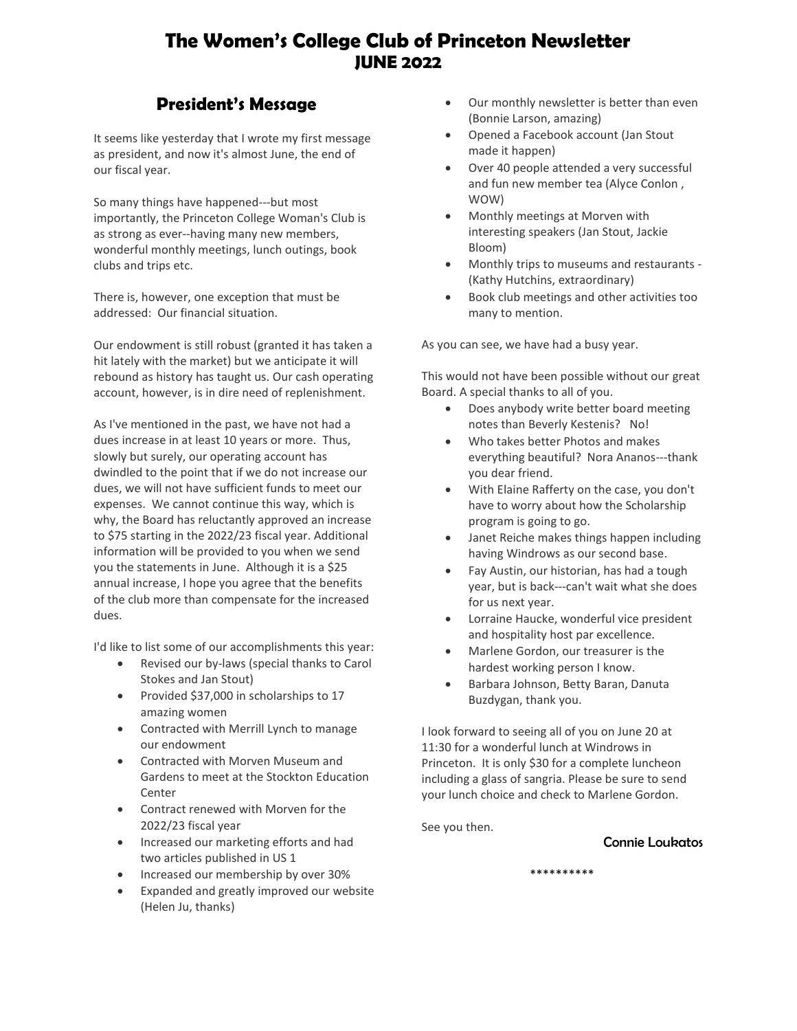# The Women's College Club of Princeton Newsletter
# JUNE 2022

## President's Message

It seems like yesterday that I wrote my first message as president, and now it's almost June, the end of our fiscal year.

So many things have happened---but most importantly, the Princeton College Woman's Club is as strong as ever--having many new members, wonderful monthly meetings, lunch outings, book clubs and trips etc.

There is, however, one exception that must be addressed: Our financial situation.

Our endowment is still robust (granted it has taken a hit lately with the market) but we anticipate it will rebound as history has taught us. Our cash operating account, however, is in dire need of replenishment.

As I've mentioned in the past, we have not had a dues increase in at least 10 years or more. Thus, slowly but surely, our operating account has dwindled to the point that if we do not increase our dues, we will not have sufficient funds to meet our expenses. We cannot continue this way, which is why, the Board has reluctantly approved an increase to $75 starting in the 2022/23 fiscal year. Additional information will be provided to you when we send you the statements in June. Although it is a $25 annual increase, I hope you agree that the benefits of the club more than compensate for the increased dues.

I'd like to list some of our accomplishments this year:

- Revised our by-laws (special thanks to Carol Stokes and Jan Stout)
- Provided $37,000 in scholarships to 17 amazing women
- Contracted with Merrill Lynch to manage our endowment
- Contracted with Morven Museum and Gardens to meet at the Stockton Education Center
- Contract renewed with Morven for the 2022/23 fiscal year
- Increased our marketing efforts and had two articles published in US 1
- Increased our membership by over 30%
- Expanded and greatly improved our website (Helen Ju, thanks)
- Our monthly newsletter is better than even (Bonnie Larson, amazing)
- Opened a Facebook account (Jan Stout made it happen)
- Over 40 people attended a very successful and fun new member tea (Alyce Conlon , WOW)
- Monthly meetings at Morven with interesting speakers (Jan Stout, Jackie Bloom)
- Monthly trips to museums and restaurants - (Kathy Hutchins, extraordinary)
- Book club meetings and other activities too many to mention.

As you can see, we have had a busy year.

This would not have been possible without our great Board. A special thanks to all of you.

- Does anybody write better board meeting notes than Beverly Kestenis? No!
- Who takes better Photos and makes everything beautiful? Nora Ananos---thank you dear friend.
- With Elaine Rafferty on the case, you don't have to worry about how the Scholarship program is going to go.
- Janet Reiche makes things happen including having Windrows as our second base.
- Fay Austin, our historian, has had a tough year, but is back---can't wait what she does for us next year.
- Lorraine Haucke, wonderful vice president and hospitality host par excellence.
- Marlene Gordon, our treasurer is the hardest working person I know.
- Barbara Johnson, Betty Baran, Danuta Buzdygan, thank you.

I look forward to seeing all of you on June 20 at 11:30 for a wonderful lunch at Windrows in Princeton. It is only $30 for a complete luncheon including a glass of sangria. Please be sure to send your lunch choice and check to Marlene Gordon.

See you then.

Connie Loukatos

**********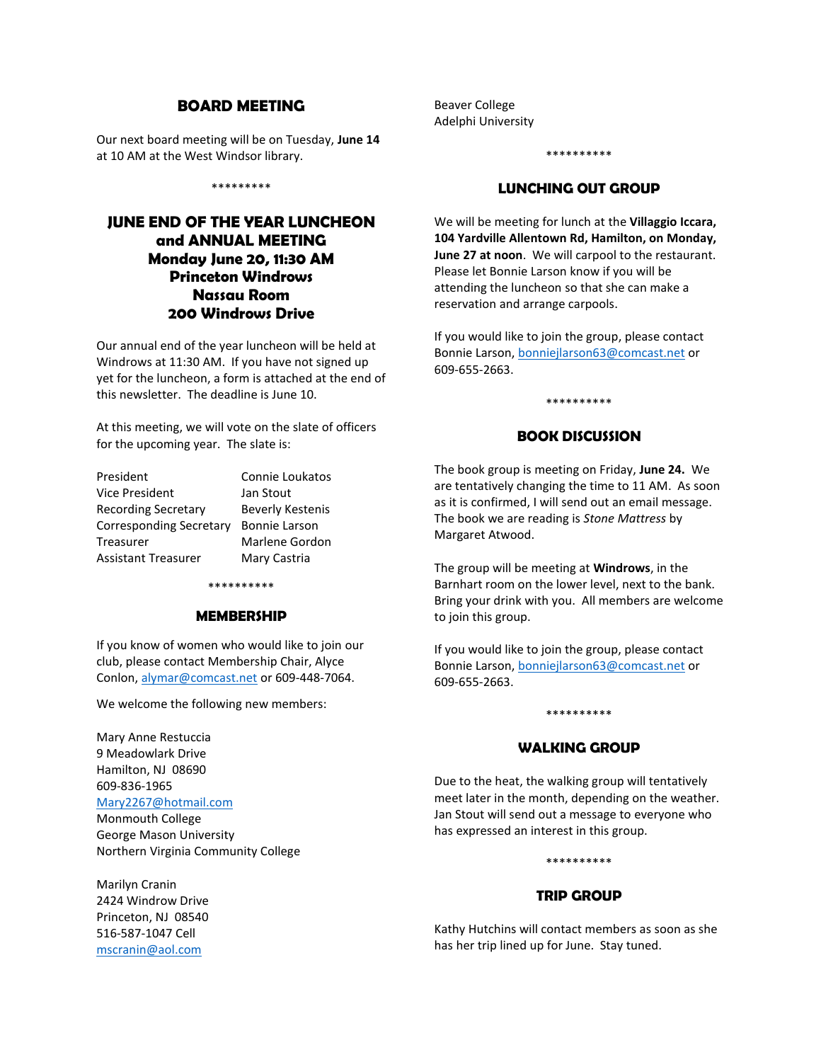## BOARD MEETING

Our next board meeting will be on Tuesday, **June 14** at 10 AM at the West Windsor library.

*********

## JUNE END OF THE YEAR LUNCHEON and ANNUAL MEETING Monday June 20, 11:30 AM Princeton Windrows Nassau Room 200 Windrows Drive

Our annual end of the year luncheon will be held at Windrows at 11:30 AM. If you have not signed up yet for the luncheon, a form is attached at the end of this newsletter. The deadline is June 10.

At this meeting, we will vote on the slate of officers for the upcoming year. The slate is:

| | |
|---|---|
| President | Connie Loukatos |
| Vice President | Jan Stout |
| Recording Secretary | Beverly Kestenis |
| Corresponding Secretary | Bonnie Larson |
| Treasurer | Marlene Gordon |
| Assistant Treasurer | Mary Castria |

**********

## MEMBERSHIP

If you know of women who would like to join our club, please contact Membership Chair, Alyce Conlon, alymar@comcast.net or 609-448-7064.

We welcome the following new members:

Mary Anne Restuccia
9 Meadowlark Drive
Hamilton, NJ 08690
609-836-1965
Mary2267@hotmail.com
Monmouth College
George Mason University
Northern Virginia Community College

Marilyn Cranin
2424 Windrow Drive
Princeton, NJ 08540
516-587-1047 Cell
mscranin@aol.com
Beaver College
Adelphi University

**********

## LUNCHING OUT GROUP

We will be meeting for lunch at the **Villaggio Iccara, 104 Yardville Allentown Rd, Hamilton, on Monday, June 27 at noon**. We will carpool to the restaurant. Please let Bonnie Larson know if you will be attending the luncheon so that she can make a reservation and arrange carpools.

If you would like to join the group, please contact Bonnie Larson, bonniejlarson63@comcast.net or 609-655-2663.

**********

## BOOK DISCUSSION

The book group is meeting on Friday, **June 24.** We are tentatively changing the time to 11 AM. As soon as it is confirmed, I will send out an email message. The book we are reading is *Stone Mattress* by Margaret Atwood.

The group will be meeting at **Windrows**, in the Barnhart room on the lower level, next to the bank. Bring your drink with you. All members are welcome to join this group.

If you would like to join the group, please contact Bonnie Larson, bonniejlarson63@comcast.net or 609-655-2663.

**********

## WALKING GROUP

Due to the heat, the walking group will tentatively meet later in the month, depending on the weather. Jan Stout will send out a message to everyone who has expressed an interest in this group.

**********

## TRIP GROUP

Kathy Hutchins will contact members as soon as she has her trip lined up for June. Stay tuned.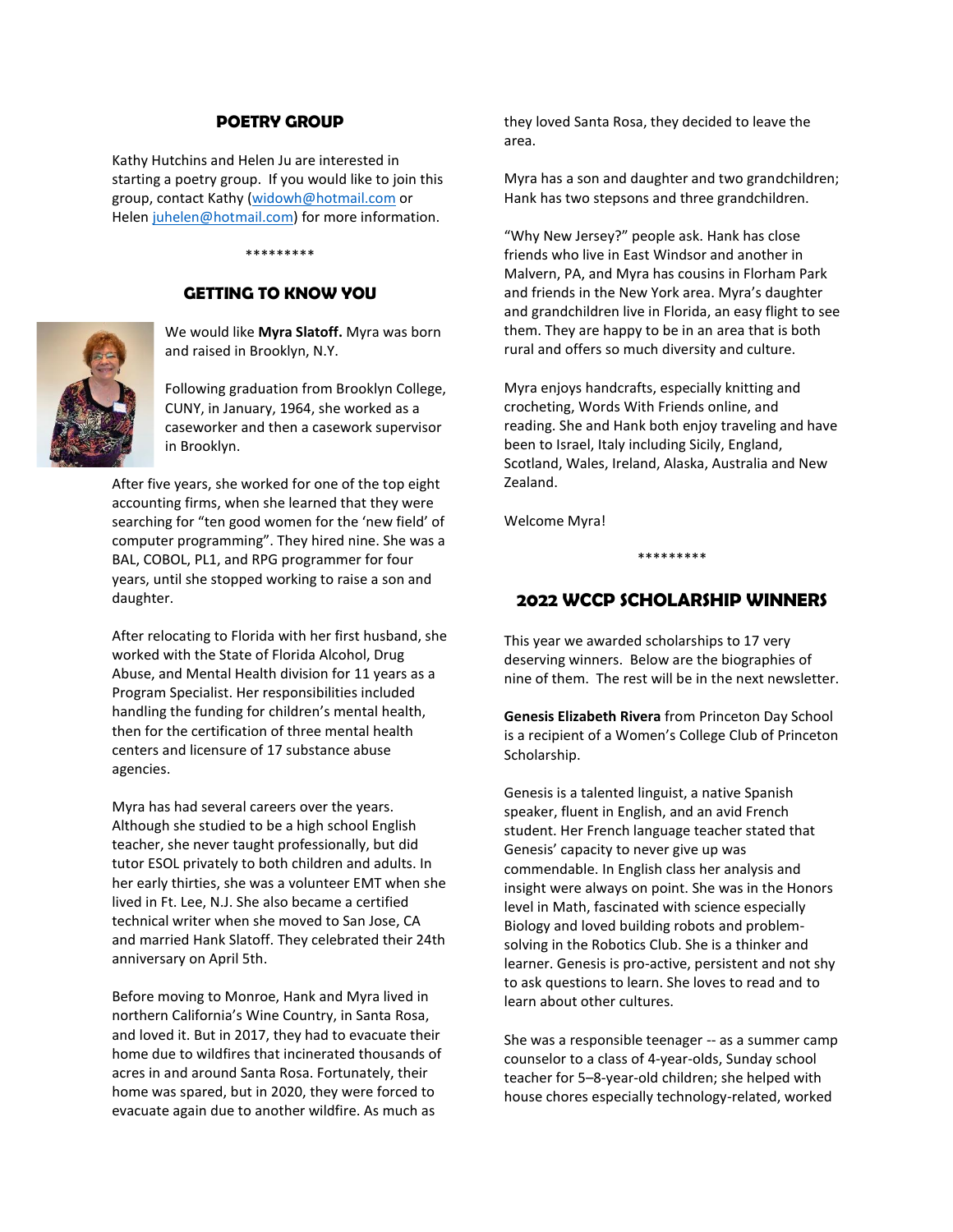## POETRY GROUP

Kathy Hutchins and Helen Ju are interested in starting a poetry group. If you would like to join this group, contact Kathy (widowh@hotmail.com or Helen juhelen@hotmail.com) for more information.

*********

## GETTING TO KNOW YOU

We would like **Myra Slatoff.** Myra was born and raised in Brooklyn, N.Y.

Following graduation from Brooklyn College, CUNY, in January, 1964, she worked as a caseworker and then a casework supervisor in Brooklyn.

After five years, she worked for one of the top eight accounting firms, when she learned that they were searching for "ten good women for the 'new field' of computer programming". They hired nine. She was a BAL, COBOL, PL1, and RPG programmer for four years, until she stopped working to raise a son and daughter.

After relocating to Florida with her first husband, she worked with the State of Florida Alcohol, Drug Abuse, and Mental Health division for 11 years as a Program Specialist. Her responsibilities included handling the funding for children's mental health, then for the certification of three mental health centers and licensure of 17 substance abuse agencies.

Myra has had several careers over the years. Although she studied to be a high school English teacher, she never taught professionally, but did tutor ESOL privately to both children and adults. In her early thirties, she was a volunteer EMT when she lived in Ft. Lee, N.J. She also became a certified technical writer when she moved to San Jose, CA and married Hank Slatoff. They celebrated their 24th anniversary on April 5th.

Before moving to Monroe, Hank and Myra lived in northern California's Wine Country, in Santa Rosa, and loved it. But in 2017, they had to evacuate their home due to wildfires that incinerated thousands of acres in and around Santa Rosa. Fortunately, their home was spared, but in 2020, they were forced to evacuate again due to another wildfire. As much as they loved Santa Rosa, they decided to leave the area.

Myra has a son and daughter and two grandchildren; Hank has two stepsons and three grandchildren.

"Why New Jersey?" people ask. Hank has close friends who live in East Windsor and another in Malvern, PA, and Myra has cousins in Florham Park and friends in the New York area. Myra's daughter and grandchildren live in Florida, an easy flight to see them. They are happy to be in an area that is both rural and offers so much diversity and culture.

Myra enjoys handcrafts, especially knitting and crocheting, Words With Friends online, and reading. She and Hank both enjoy traveling and have been to Israel, Italy including Sicily, England, Scotland, Wales, Ireland, Alaska, Australia and New Zealand.

Welcome Myra!

*********

## 2022 WCCP SCHOLARSHIP WINNERS

This year we awarded scholarships to 17 very deserving winners. Below are the biographies of nine of them. The rest will be in the next newsletter.

**Genesis Elizabeth Rivera** from Princeton Day School is a recipient of a Women's College Club of Princeton Scholarship.

Genesis is a talented linguist, a native Spanish speaker, fluent in English, and an avid French student. Her French language teacher stated that Genesis' capacity to never give up was commendable. In English class her analysis and insight were always on point. She was in the Honors level in Math, fascinated with science especially Biology and loved building robots and problem-solving in the Robotics Club. She is a thinker and learner. Genesis is pro-active, persistent and not shy to ask questions to learn. She loves to read and to learn about other cultures.

She was a responsible teenager -- as a summer camp counselor to a class of 4-year-olds, Sunday school teacher for 5–8-year-old children; she helped with house chores especially technology-related, worked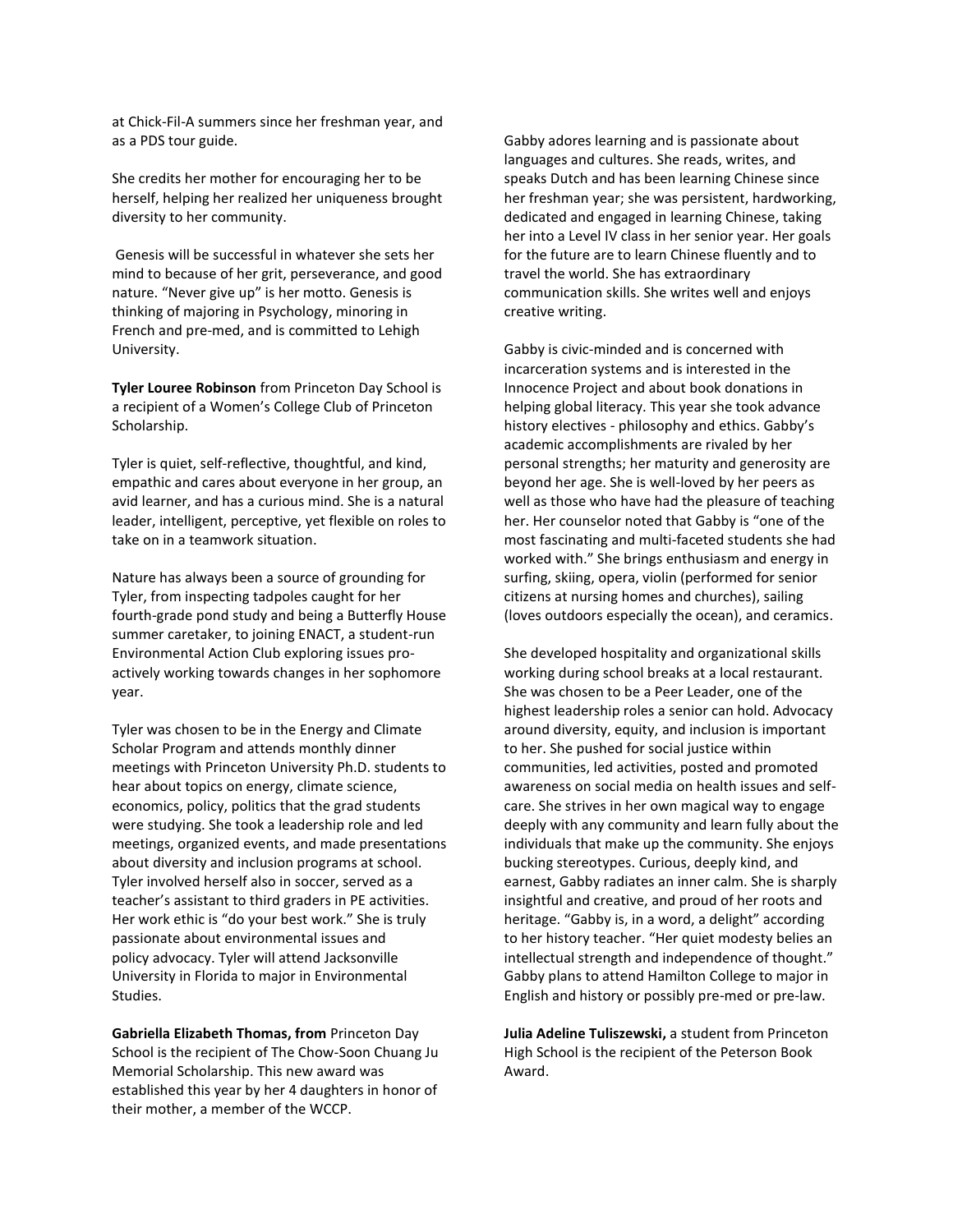at Chick-Fil-A summers since her freshman year, and as a PDS tour guide.

She credits her mother for encouraging her to be herself, helping her realized her uniqueness brought diversity to her community.

Genesis will be successful in whatever she sets her mind to because of her grit, perseverance, and good nature. "Never give up" is her motto. Genesis is thinking of majoring in Psychology, minoring in French and pre-med, and is committed to Lehigh University.

**Tyler Louree Robinson** from Princeton Day School is a recipient of a Women's College Club of Princeton Scholarship.

Tyler is quiet, self-reflective, thoughtful, and kind, empathic and cares about everyone in her group, an avid learner, and has a curious mind. She is a natural leader, intelligent, perceptive, yet flexible on roles to take on in a teamwork situation.

Nature has always been a source of grounding for Tyler, from inspecting tadpoles caught for her fourth-grade pond study and being a Butterfly House summer caretaker, to joining ENACT, a student-run Environmental Action Club exploring issues pro-actively working towards changes in her sophomore year.

Tyler was chosen to be in the Energy and Climate Scholar Program and attends monthly dinner meetings with Princeton University Ph.D. students to hear about topics on energy, climate science, economics, policy, politics that the grad students were studying. She took a leadership role and led meetings, organized events, and made presentations about diversity and inclusion programs at school. Tyler involved herself also in soccer, served as a teacher's assistant to third graders in PE activities. Her work ethic is "do your best work." She is truly passionate about environmental issues and policy advocacy. Tyler will attend Jacksonville University in Florida to major in Environmental Studies.

**Gabriella Elizabeth Thomas, from** Princeton Day School is the recipient of The Chow-Soon Chuang Ju Memorial Scholarship. This new award was established this year by her 4 daughters in honor of their mother, a member of the WCCP.

Gabby adores learning and is passionate about languages and cultures. She reads, writes, and speaks Dutch and has been learning Chinese since her freshman year; she was persistent, hardworking, dedicated and engaged in learning Chinese, taking her into a Level IV class in her senior year. Her goals for the future are to learn Chinese fluently and to travel the world. She has extraordinary communication skills. She writes well and enjoys creative writing.

Gabby is civic-minded and is concerned with incarceration systems and is interested in the Innocence Project and about book donations in helping global literacy. This year she took advance history electives - philosophy and ethics. Gabby's academic accomplishments are rivaled by her personal strengths; her maturity and generosity are beyond her age. She is well-loved by her peers as well as those who have had the pleasure of teaching her. Her counselor noted that Gabby is "one of the most fascinating and multi-faceted students she had worked with." She brings enthusiasm and energy in surfing, skiing, opera, violin (performed for senior citizens at nursing homes and churches), sailing (loves outdoors especially the ocean), and ceramics.

She developed hospitality and organizational skills working during school breaks at a local restaurant. She was chosen to be a Peer Leader, one of the highest leadership roles a senior can hold. Advocacy around diversity, equity, and inclusion is important to her. She pushed for social justice within communities, led activities, posted and promoted awareness on social media on health issues and self-care. She strives in her own magical way to engage deeply with any community and learn fully about the individuals that make up the community. She enjoys bucking stereotypes. Curious, deeply kind, and earnest, Gabby radiates an inner calm. She is sharply insightful and creative, and proud of her roots and heritage. "Gabby is, in a word, a delight" according to her history teacher. "Her quiet modesty belies an intellectual strength and independence of thought." Gabby plans to attend Hamilton College to major in English and history or possibly pre-med or pre-law.

**Julia Adeline Tuliszewski,** a student from Princeton High School is the recipient of the Peterson Book Award.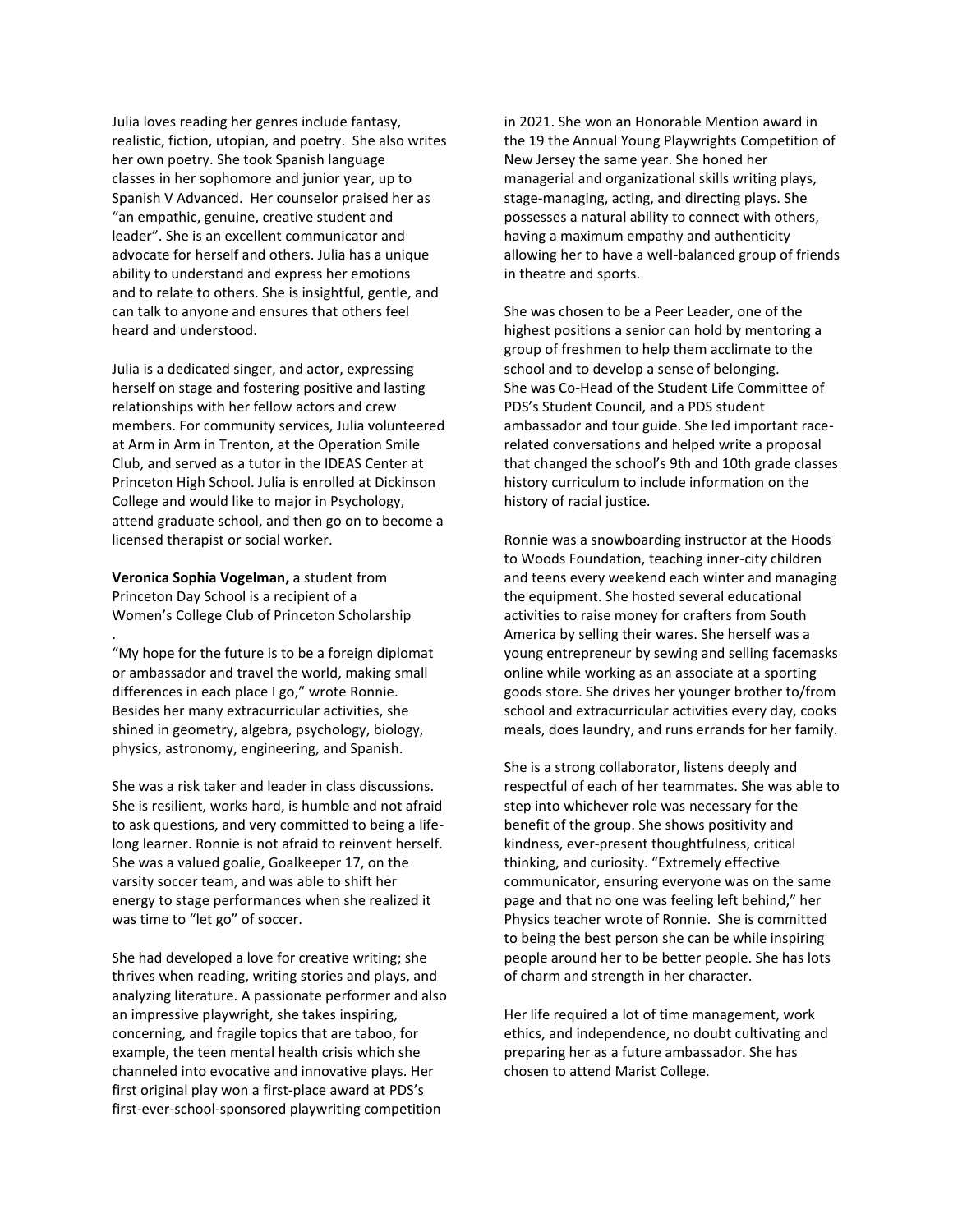Julia loves reading her genres include fantasy, realistic, fiction, utopian, and poetry. She also writes her own poetry. She took Spanish language classes in her sophomore and junior year, up to Spanish V Advanced. Her counselor praised her as "an empathic, genuine, creative student and leader". She is an excellent communicator and advocate for herself and others. Julia has a unique ability to understand and express her emotions and to relate to others. She is insightful, gentle, and can talk to anyone and ensures that others feel heard and understood.

Julia is a dedicated singer, and actor, expressing herself on stage and fostering positive and lasting relationships with her fellow actors and crew members. For community services, Julia volunteered at Arm in Arm in Trenton, at the Operation Smile Club, and served as a tutor in the IDEAS Center at Princeton High School. Julia is enrolled at Dickinson College and would like to major in Psychology, attend graduate school, and then go on to become a licensed therapist or social worker.

**Veronica Sophia Vogelman,** a student from Princeton Day School is a recipient of a Women's College Club of Princeton Scholarship

.

"My hope for the future is to be a foreign diplomat or ambassador and travel the world, making small differences in each place I go," wrote Ronnie. Besides her many extracurricular activities, she shined in geometry, algebra, psychology, biology, physics, astronomy, engineering, and Spanish.

She was a risk taker and leader in class discussions. She is resilient, works hard, is humble and not afraid to ask questions, and very committed to being a life-long learner. Ronnie is not afraid to reinvent herself. She was a valued goalie, Goalkeeper 17, on the varsity soccer team, and was able to shift her energy to stage performances when she realized it was time to "let go" of soccer.

She had developed a love for creative writing; she thrives when reading, writing stories and plays, and analyzing literature. A passionate performer and also an impressive playwright, she takes inspiring, concerning, and fragile topics that are taboo, for example, the teen mental health crisis which she channeled into evocative and innovative plays. Her first original play won a first-place award at PDS's first-ever-school-sponsored playwriting competition in 2021. She won an Honorable Mention award in the 19 the Annual Young Playwrights Competition of New Jersey the same year. She honed her managerial and organizational skills writing plays, stage-managing, acting, and directing plays. She possesses a natural ability to connect with others, having a maximum empathy and authenticity allowing her to have a well-balanced group of friends in theatre and sports.

She was chosen to be a Peer Leader, one of the highest positions a senior can hold by mentoring a group of freshmen to help them acclimate to the school and to develop a sense of belonging. She was Co-Head of the Student Life Committee of PDS's Student Council, and a PDS student ambassador and tour guide. She led important race-related conversations and helped write a proposal that changed the school's 9th and 10th grade classes history curriculum to include information on the history of racial justice.

Ronnie was a snowboarding instructor at the Hoods to Woods Foundation, teaching inner-city children and teens every weekend each winter and managing the equipment. She hosted several educational activities to raise money for crafters from South America by selling their wares. She herself was a young entrepreneur by sewing and selling facemasks online while working as an associate at a sporting goods store. She drives her younger brother to/from school and extracurricular activities every day, cooks meals, does laundry, and runs errands for her family.

She is a strong collaborator, listens deeply and respectful of each of her teammates. She was able to step into whichever role was necessary for the benefit of the group. She shows positivity and kindness, ever-present thoughtfulness, critical thinking, and curiosity. "Extremely effective communicator, ensuring everyone was on the same page and that no one was feeling left behind," her Physics teacher wrote of Ronnie. She is committed to being the best person she can be while inspiring people around her to be better people. She has lots of charm and strength in her character.

Her life required a lot of time management, work ethics, and independence, no doubt cultivating and preparing her as a future ambassador. She has chosen to attend Marist College.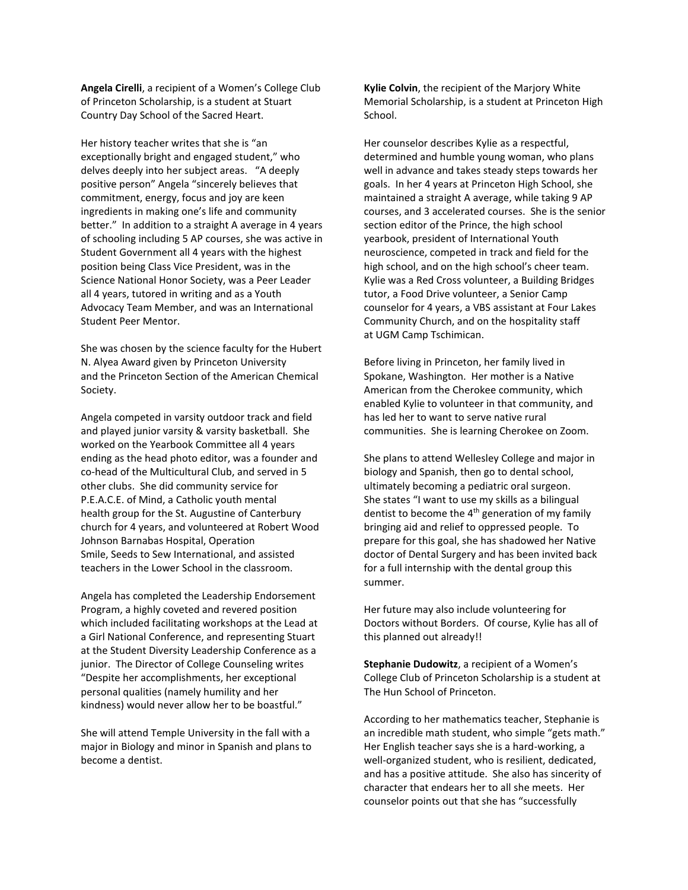**Angela Cirelli**, a recipient of a Women's College Club of Princeton Scholarship, is a student at Stuart Country Day School of the Sacred Heart.

Her history teacher writes that she is "an exceptionally bright and engaged student," who delves deeply into her subject areas. "A deeply positive person" Angela "sincerely believes that commitment, energy, focus and joy are keen ingredients in making one's life and community better." In addition to a straight A average in 4 years of schooling including 5 AP courses, she was active in Student Government all 4 years with the highest position being Class Vice President, was in the Science National Honor Society, was a Peer Leader all 4 years, tutored in writing and as a Youth Advocacy Team Member, and was an International Student Peer Mentor.

She was chosen by the science faculty for the Hubert N. Alyea Award given by Princeton University and the Princeton Section of the American Chemical Society.

Angela competed in varsity outdoor track and field and played junior varsity & varsity basketball. She worked on the Yearbook Committee all 4 years ending as the head photo editor, was a founder and co-head of the Multicultural Club, and served in 5 other clubs. She did community service for P.E.A.C.E. of Mind, a Catholic youth mental health group for the St. Augustine of Canterbury church for 4 years, and volunteered at Robert Wood Johnson Barnabas Hospital, Operation Smile, Seeds to Sew International, and assisted teachers in the Lower School in the classroom.

Angela has completed the Leadership Endorsement Program, a highly coveted and revered position which included facilitating workshops at the Lead at a Girl National Conference, and representing Stuart at the Student Diversity Leadership Conference as a junior. The Director of College Counseling writes "Despite her accomplishments, her exceptional personal qualities (namely humility and her kindness) would never allow her to be boastful."

She will attend Temple University in the fall with a major in Biology and minor in Spanish and plans to become a dentist.

**Kylie Colvin**, the recipient of the Marjory White Memorial Scholarship, is a student at Princeton High School.

Her counselor describes Kylie as a respectful, determined and humble young woman, who plans well in advance and takes steady steps towards her goals. In her 4 years at Princeton High School, she maintained a straight A average, while taking 9 AP courses, and 3 accelerated courses. She is the senior section editor of the Prince, the high school yearbook, president of International Youth neuroscience, competed in track and field for the high school, and on the high school's cheer team. Kylie was a Red Cross volunteer, a Building Bridges tutor, a Food Drive volunteer, a Senior Camp counselor for 4 years, a VBS assistant at Four Lakes Community Church, and on the hospitality staff at UGM Camp Tschimican.

Before living in Princeton, her family lived in Spokane, Washington. Her mother is a Native American from the Cherokee community, which enabled Kylie to volunteer in that community, and has led her to want to serve native rural communities. She is learning Cherokee on Zoom.

She plans to attend Wellesley College and major in biology and Spanish, then go to dental school, ultimately becoming a pediatric oral surgeon. She states "I want to use my skills as a bilingual dentist to become the 4th generation of my family bringing aid and relief to oppressed people. To prepare for this goal, she has shadowed her Native doctor of Dental Surgery and has been invited back for a full internship with the dental group this summer.

Her future may also include volunteering for Doctors without Borders. Of course, Kylie has all of this planned out already!!

**Stephanie Dudowitz**, a recipient of a Women's College Club of Princeton Scholarship is a student at The Hun School of Princeton.

According to her mathematics teacher, Stephanie is an incredible math student, who simple "gets math." Her English teacher says she is a hard-working, a well-organized student, who is resilient, dedicated, and has a positive attitude. She also has sincerity of character that endears her to all she meets. Her counselor points out that she has "successfully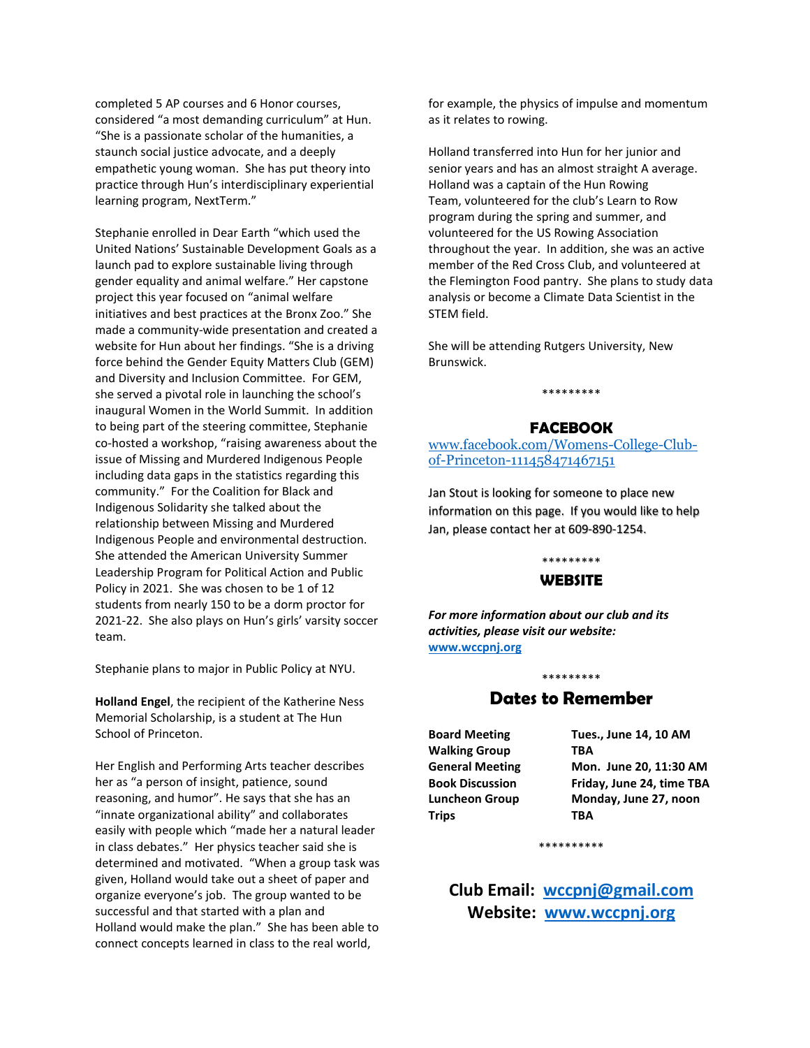completed 5 AP courses and 6 Honor courses, considered "a most demanding curriculum" at Hun. "She is a passionate scholar of the humanities, a staunch social justice advocate, and a deeply empathetic young woman. She has put theory into practice through Hun's interdisciplinary experiential learning program, NextTerm."

Stephanie enrolled in Dear Earth "which used the United Nations' Sustainable Development Goals as a launch pad to explore sustainable living through gender equality and animal welfare." Her capstone project this year focused on "animal welfare initiatives and best practices at the Bronx Zoo." She made a community-wide presentation and created a website for Hun about her findings. "She is a driving force behind the Gender Equity Matters Club (GEM) and Diversity and Inclusion Committee. For GEM, she served a pivotal role in launching the school's inaugural Women in the World Summit. In addition to being part of the steering committee, Stephanie co-hosted a workshop, "raising awareness about the issue of Missing and Murdered Indigenous People including data gaps in the statistics regarding this community." For the Coalition for Black and Indigenous Solidarity she talked about the relationship between Missing and Murdered Indigenous People and environmental destruction. She attended the American University Summer Leadership Program for Political Action and Public Policy in 2021. She was chosen to be 1 of 12 students from nearly 150 to be a dorm proctor for 2021-22. She also plays on Hun's girls' varsity soccer team.

Stephanie plans to major in Public Policy at NYU.

**Holland Engel**, the recipient of the Katherine Ness Memorial Scholarship, is a student at The Hun School of Princeton.

Her English and Performing Arts teacher describes her as "a person of insight, patience, sound reasoning, and humor". He says that she has an "innate organizational ability" and collaborates easily with people which "made her a natural leader in class debates." Her physics teacher said she is determined and motivated. "When a group task was given, Holland would take out a sheet of paper and organize everyone's job. The group wanted to be successful and that started with a plan and Holland would make the plan." She has been able to connect concepts learned in class to the real world, for example, the physics of impulse and momentum as it relates to rowing.

Holland transferred into Hun for her junior and senior years and has an almost straight A average. Holland was a captain of the Hun Rowing Team, volunteered for the club's Learn to Row program during the spring and summer, and volunteered for the US Rowing Association throughout the year. In addition, she was an active member of the Red Cross Club, and volunteered at the Flemington Food pantry. She plans to study data analysis or become a Climate Data Scientist in the STEM field.

She will be attending Rutgers University, New Brunswick.

*********

## FACEBOOK

www.facebook.com/Womens-College-Club-of-Princeton-111458471467151

Jan Stout is looking for someone to place new information on this page. If you would like to help Jan, please contact her at 609-890-1254.

*********

## WEBSITE

***For more information about our club and its activities, please visit our website:***
**www.wccpnj.org**

*********

## Dates to Remember

| | |
|---|---|
| **Board Meeting** | **Tues., June 14, 10 AM** |
| **Walking Group** | **TBA** |
| **General Meeting** | **Mon. June 20, 11:30 AM** |
| **Book Discussion** | **Friday, June 24, time TBA** |
| **Luncheon Group** | **Monday, June 27, noon** |
| **Trips** | **TBA** |

**********

**Club Email: wccpnj@gmail.com**
**Website: www.wccpnj.org**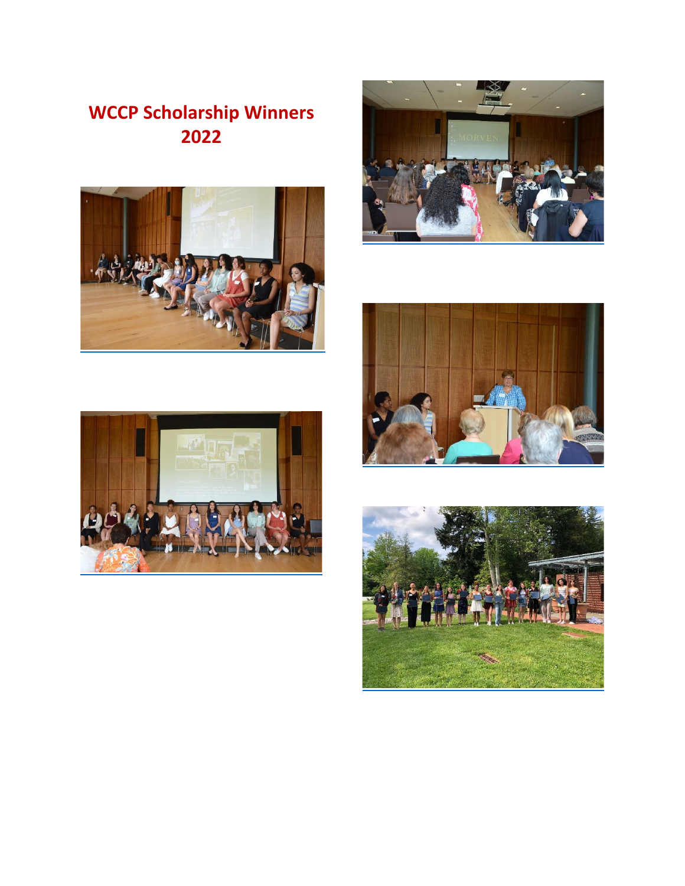# WCCP Scholarship Winners 2022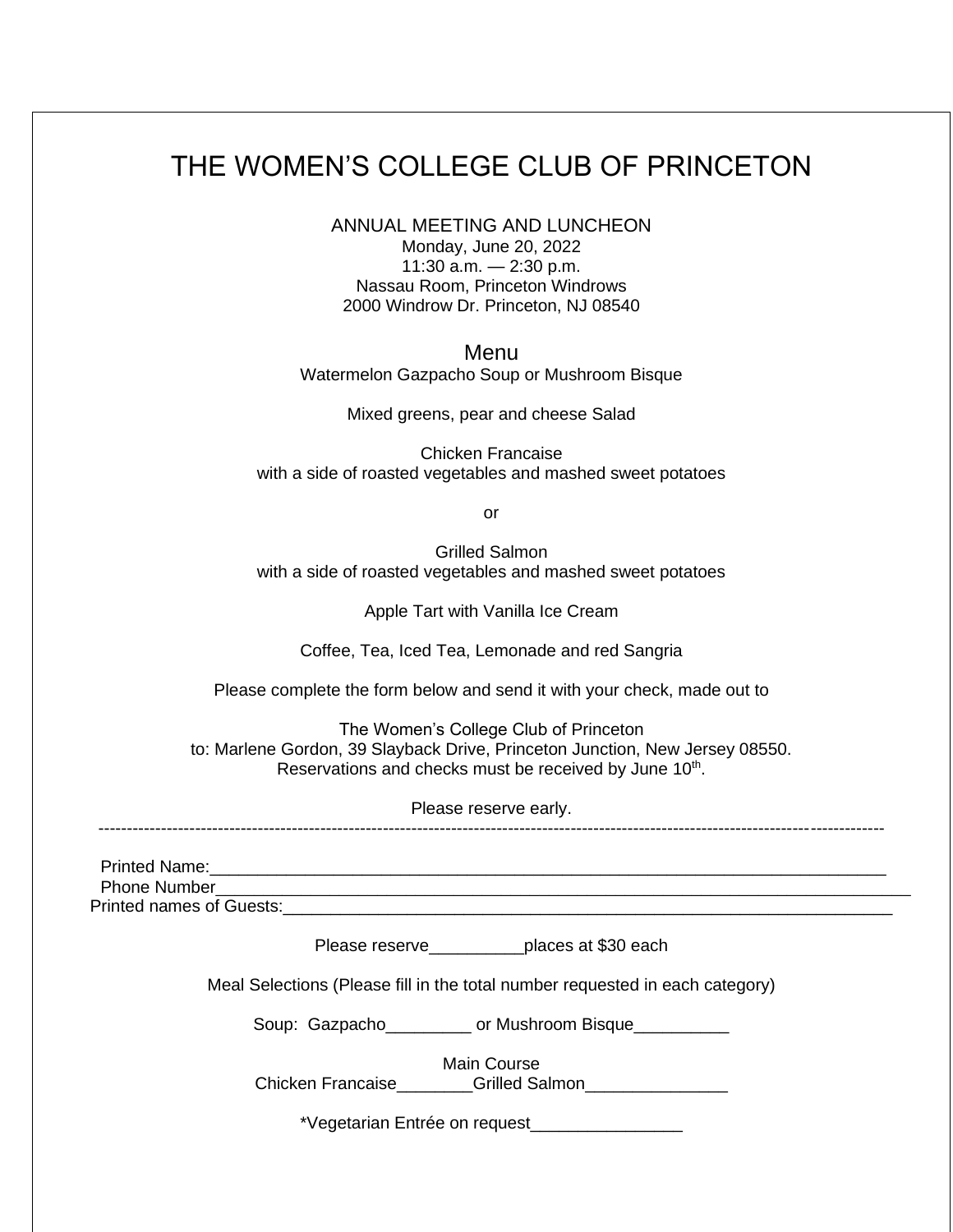# THE WOMEN'S COLLEGE CLUB OF PRINCETON

ANNUAL MEETING AND LUNCHEON
Monday, June 20, 2022
11:30 a.m. — 2:30 p.m.
Nassau Room, Princeton Windrows
2000 Windrow Dr. Princeton, NJ 08540

## Menu

Watermelon Gazpacho Soup or Mushroom Bisque

Mixed greens, pear and cheese Salad

Chicken Francaise
with a side of roasted vegetables and mashed sweet potatoes

or

Grilled Salmon
with a side of roasted vegetables and mashed sweet potatoes

Apple Tart with Vanilla Ice Cream

Coffee, Tea, Iced Tea, Lemonade and red Sangria

Please complete the form below and send it with your check, made out to

The Women's College Club of Princeton
to: Marlene Gordon, 39 Slayback Drive, Princeton Junction, New Jersey 08550.
Reservations and checks must be received by June 10th.

Please reserve early.

---

Printed Name:_______________________________________________________________________
Phone Number_________________________________________________________________________
Printed names of Guests:_______________________________________________________________

Please reserve__________places at $30 each

Meal Selections (Please fill in the total number requested in each category)

Soup: Gazpacho_________ or Mushroom Bisque__________

Main Course
Chicken Francaise________Grilled Salmon_______________

*Vegetarian Entrée on request________________